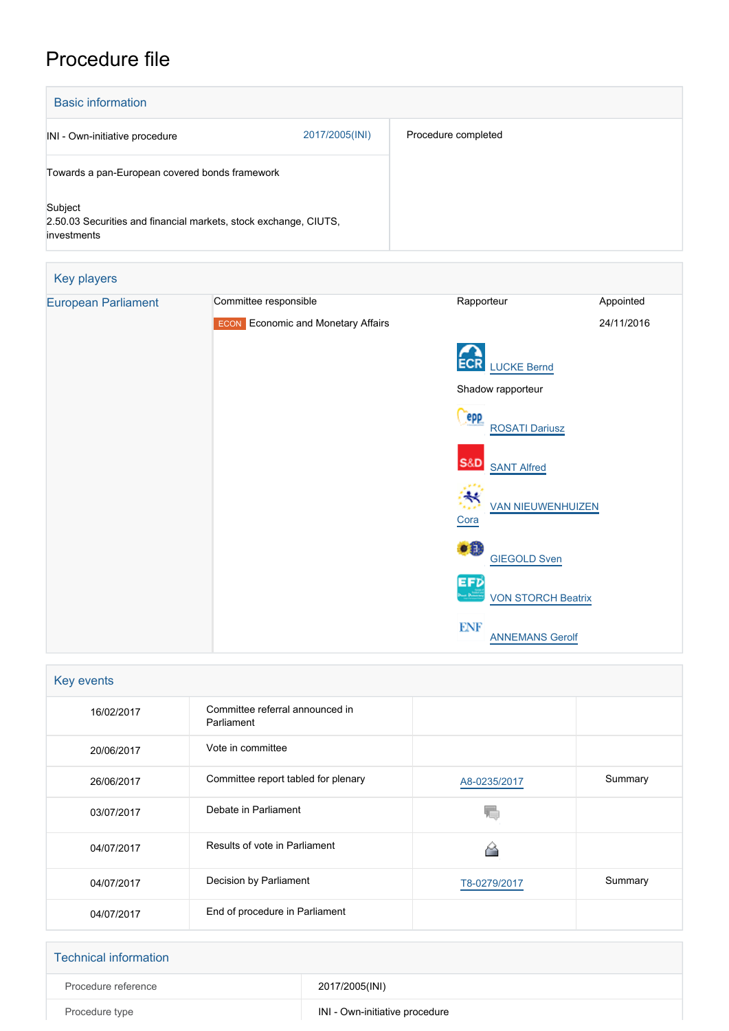# Procedure file

## Basic information

| | |
|---|---|
| INI - Own-initiative procedure 2017/2005(INI) | Procedure completed |
| Towards a pan-European covered bonds framework | |
| Subject<br>2.50.03 Securities and financial markets, stock exchange, CIUTS, investments | |

## Key players

| | Committee responsible | Rapporteur | Appointed |
|---|---|---|---|
| European Parliament | ECON Economic and Monetary Affairs | | 24/11/2016 |
| | | ECR LUCKE Bernd | |
| | | Shadow rapporteur | |
| | | ROSATI Dariusz | |
| | | SANT Alfred | |
| | | VAN NIEUWENHUIZEN Cora | |
| | | GIEGOLD Sven | |
| | | VON STORCH Beatrix | |
| | | ANNEMANS Gerolf | |

## Key events

| | | | |
|---|---|---|---|
| 16/02/2017 | Committee referral announced in Parliament | | |
| 20/06/2017 | Vote in committee | | |
| 26/06/2017 | Committee report tabled for plenary | A8-0235/2017 | Summary |
| 03/07/2017 | Debate in Parliament | | |
| 04/07/2017 | Results of vote in Parliament | | |
| 04/07/2017 | Decision by Parliament | T8-0279/2017 | Summary |
| 04/07/2017 | End of procedure in Parliament | | |

## Technical information

| | |
|---|---|
| Procedure reference | 2017/2005(INI) |
| Procedure type | INI - Own-initiative procedure |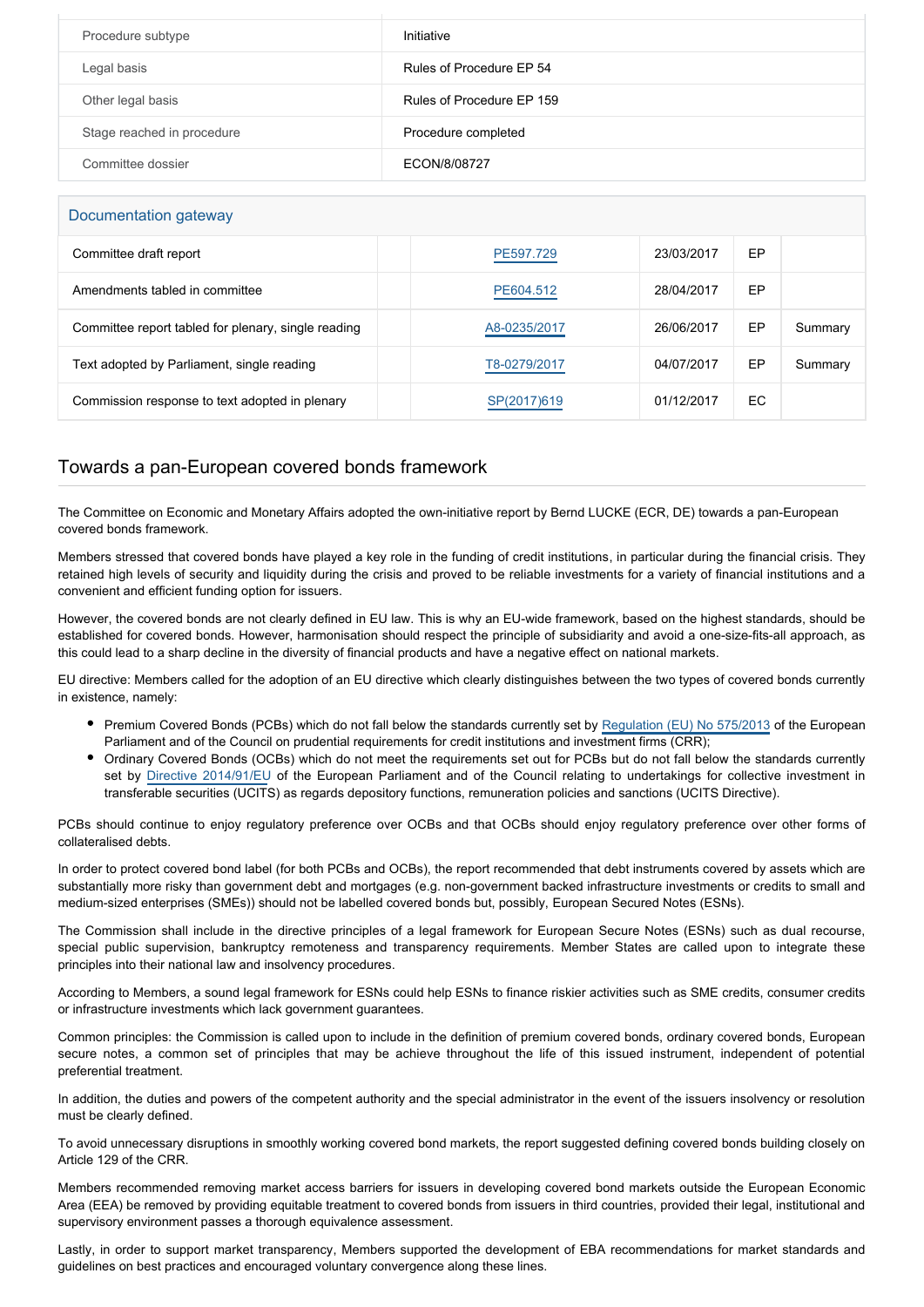| Procedure subtype | Initiative |
| --- | --- |
| Legal basis | Rules of Procedure EP 54 |
| Other legal basis | Rules of Procedure EP 159 |
| Stage reached in procedure | Procedure completed |
| Committee dossier | ECON/8/08727 |

## Documentation gateway

| Document | | Reference | Date | Source | Summary |
| --- | --- | --- | --- | --- | --- |
| Committee draft report | | PE597.729 | 23/03/2017 | EP | |
| Amendments tabled in committee | | PE604.512 | 28/04/2017 | EP | |
| Committee report tabled for plenary, single reading | | A8-0235/2017 | 26/06/2017 | EP | Summary |
| Text adopted by Parliament, single reading | | T8-0279/2017 | 04/07/2017 | EP | Summary |
| Commission response to text adopted in plenary | | SP(2017)619 | 01/12/2017 | EC | |

## Towards a pan-European covered bonds framework

The Committee on Economic and Monetary Affairs adopted the own-initiative report by Bernd LUCKE (ECR, DE) towards a pan-European covered bonds framework.

Members stressed that covered bonds have played a key role in the funding of credit institutions, in particular during the financial crisis. They retained high levels of security and liquidity during the crisis and proved to be reliable investments for a variety of financial institutions and a convenient and efficient funding option for issuers.

However, the covered bonds are not clearly defined in EU law. This is why an EU-wide framework, based on the highest standards, should be established for covered bonds. However, harmonisation should respect the principle of subsidiarity and avoid a one-size-fits-all approach, as this could lead to a sharp decline in the diversity of financial products and have a negative effect on national markets.

EU directive: Members called for the adoption of an EU directive which clearly distinguishes between the two types of covered bonds currently in existence, namely:

- Premium Covered Bonds (PCBs) which do not fall below the standards currently set by Regulation (EU) No 575/2013 of the European Parliament and of the Council on prudential requirements for credit institutions and investment firms (CRR);
- Ordinary Covered Bonds (OCBs) which do not meet the requirements set out for PCBs but do not fall below the standards currently set by Directive 2014/91/EU of the European Parliament and of the Council relating to undertakings for collective investment in transferable securities (UCITS) as regards depository functions, remuneration policies and sanctions (UCITS Directive).

PCBs should continue to enjoy regulatory preference over OCBs and that OCBs should enjoy regulatory preference over other forms of collateralised debts.

In order to protect covered bond label (for both PCBs and OCBs), the report recommended that debt instruments covered by assets which are substantially more risky than government debt and mortgages (e.g. non-government backed infrastructure investments or credits to small and medium-sized enterprises (SMEs)) should not be labelled covered bonds but, possibly, European Secured Notes (ESNs).

The Commission shall include in the directive principles of a legal framework for European Secure Notes (ESNs) such as dual recourse, special public supervision, bankruptcy remoteness and transparency requirements. Member States are called upon to integrate these principles into their national law and insolvency procedures.

According to Members, a sound legal framework for ESNs could help ESNs to finance riskier activities such as SME credits, consumer credits or infrastructure investments which lack government guarantees.

Common principles: the Commission is called upon to include in the definition of premium covered bonds, ordinary covered bonds, European secure notes, a common set of principles that may be achieve throughout the life of this issued instrument, independent of potential preferential treatment.

In addition, the duties and powers of the competent authority and the special administrator in the event of the issuers insolvency or resolution must be clearly defined.

To avoid unnecessary disruptions in smoothly working covered bond markets, the report suggested defining covered bonds building closely on Article 129 of the CRR.

Members recommended removing market access barriers for issuers in developing covered bond markets outside the European Economic Area (EEA) be removed by providing equitable treatment to covered bonds from issuers in third countries, provided their legal, institutional and supervisory environment passes a thorough equivalence assessment.

Lastly, in order to support market transparency, Members supported the development of EBA recommendations for market standards and guidelines on best practices and encouraged voluntary convergence along these lines.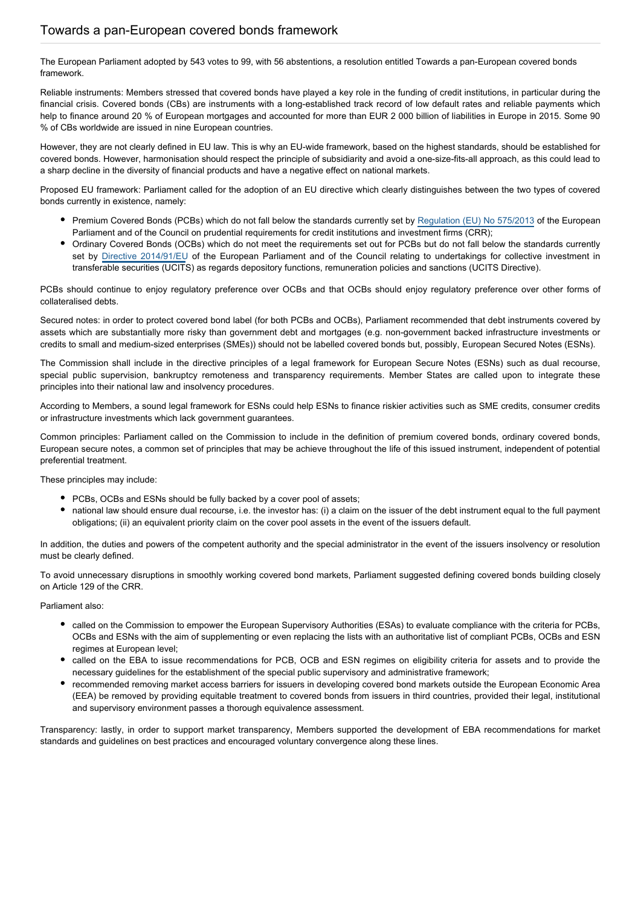## Towards a pan-European covered bonds framework

The European Parliament adopted by 543 votes to 99, with 56 abstentions, a resolution entitled Towards a pan-European covered bonds framework.

Reliable instruments: Members stressed that covered bonds have played a key role in the funding of credit institutions, in particular during the financial crisis. Covered bonds (CBs) are instruments with a long-established track record of low default rates and reliable payments which help to finance around 20 % of European mortgages and accounted for more than EUR 2 000 billion of liabilities in Europe in 2015. Some 90 % of CBs worldwide are issued in nine European countries.

However, they are not clearly defined in EU law. This is why an EU-wide framework, based on the highest standards, should be established for covered bonds. However, harmonisation should respect the principle of subsidiarity and avoid a one-size-fits-all approach, as this could lead to a sharp decline in the diversity of financial products and have a negative effect on national markets.

Proposed EU framework: Parliament called for the adoption of an EU directive which clearly distinguishes between the two types of covered bonds currently in existence, namely:

- Premium Covered Bonds (PCBs) which do not fall below the standards currently set by Regulation (EU) No 575/2013 of the European Parliament and of the Council on prudential requirements for credit institutions and investment firms (CRR);
- Ordinary Covered Bonds (OCBs) which do not meet the requirements set out for PCBs but do not fall below the standards currently set by Directive 2014/91/EU of the European Parliament and of the Council relating to undertakings for collective investment in transferable securities (UCITS) as regards depository functions, remuneration policies and sanctions (UCITS Directive).

PCBs should continue to enjoy regulatory preference over OCBs and that OCBs should enjoy regulatory preference over other forms of collateralised debts.

Secured notes: in order to protect covered bond label (for both PCBs and OCBs), Parliament recommended that debt instruments covered by assets which are substantially more risky than government debt and mortgages (e.g. non-government backed infrastructure investments or credits to small and medium-sized enterprises (SMEs)) should not be labelled covered bonds but, possibly, European Secured Notes (ESNs).

The Commission shall include in the directive principles of a legal framework for European Secure Notes (ESNs) such as dual recourse, special public supervision, bankruptcy remoteness and transparency requirements. Member States are called upon to integrate these principles into their national law and insolvency procedures.

According to Members, a sound legal framework for ESNs could help ESNs to finance riskier activities such as SME credits, consumer credits or infrastructure investments which lack government guarantees.

Common principles: Parliament called on the Commission to include in the definition of premium covered bonds, ordinary covered bonds, European secure notes, a common set of principles that may be achieve throughout the life of this issued instrument, independent of potential preferential treatment.

These principles may include:

- PCBs, OCBs and ESNs should be fully backed by a cover pool of assets;
- national law should ensure dual recourse, i.e. the investor has: (i) a claim on the issuer of the debt instrument equal to the full payment obligations; (ii) an equivalent priority claim on the cover pool assets in the event of the issuers default.

In addition, the duties and powers of the competent authority and the special administrator in the event of the issuers insolvency or resolution must be clearly defined.

To avoid unnecessary disruptions in smoothly working covered bond markets, Parliament suggested defining covered bonds building closely on Article 129 of the CRR.

Parliament also:

- called on the Commission to empower the European Supervisory Authorities (ESAs) to evaluate compliance with the criteria for PCBs, OCBs and ESNs with the aim of supplementing or even replacing the lists with an authoritative list of compliant PCBs, OCBs and ESN regimes at European level;
- called on the EBA to issue recommendations for PCB, OCB and ESN regimes on eligibility criteria for assets and to provide the necessary guidelines for the establishment of the special public supervisory and administrative framework;
- recommended removing market access barriers for issuers in developing covered bond markets outside the European Economic Area (EEA) be removed by providing equitable treatment to covered bonds from issuers in third countries, provided their legal, institutional and supervisory environment passes a thorough equivalence assessment.

Transparency: lastly, in order to support market transparency, Members supported the development of EBA recommendations for market standards and guidelines on best practices and encouraged voluntary convergence along these lines.